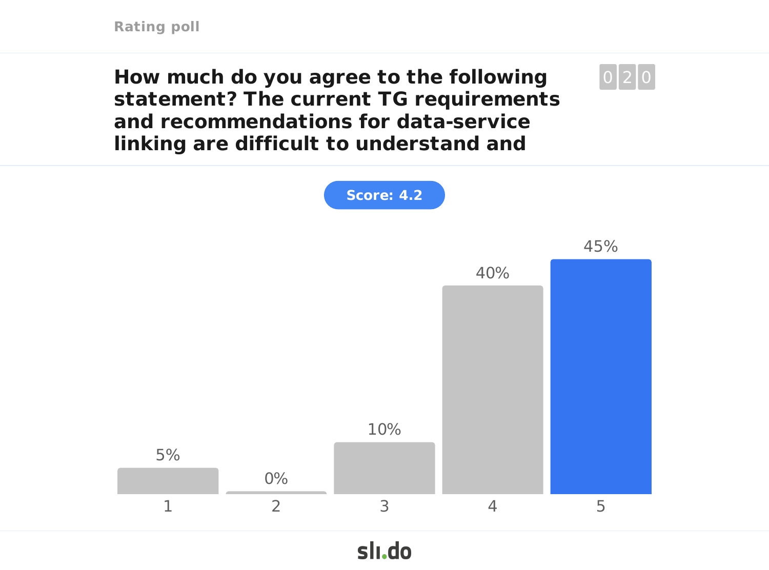Rating poll

## How much do you agree to the following statement? The current TG requirements and recommendations for data-service linking are difficult to understand and

020

**Score: 4.2**

| Rating | 1 | 2 | 3 | 4 | 5 |
|---|---|---|---|---|---|
| Percentage | 5% | 0% | 10% | 40% | 45% |

slido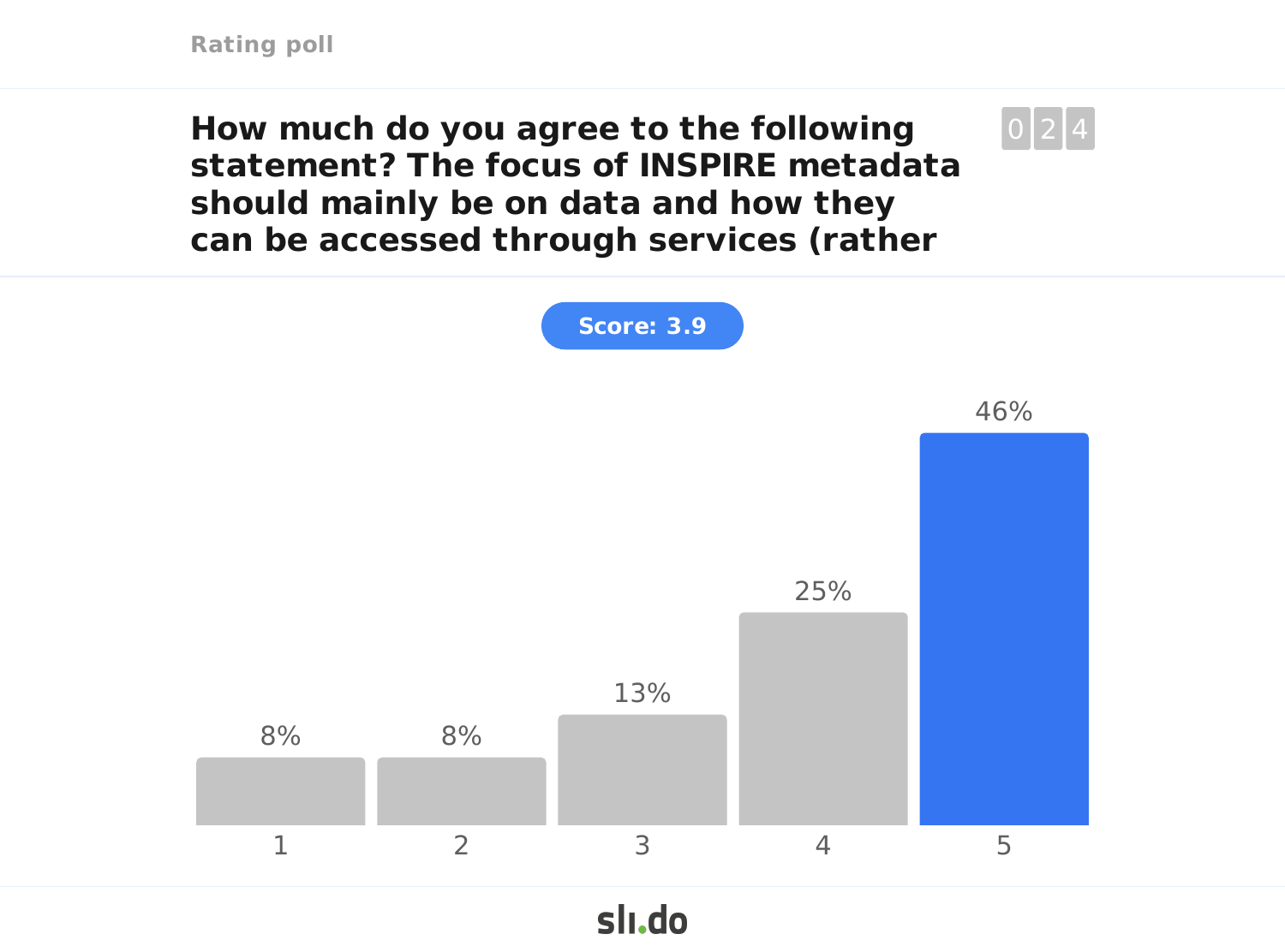Rating poll

## How much do you agree to the following statement? The focus of INSPIRE metadata should mainly be on data and how they can be accessed through services (rather

0 2 4

**Score: 3.9**

| Rating | Percentage |
| --- | --- |
| 1 | 8% |
| 2 | 8% |
| 3 | 13% |
| 4 | 25% |
| 5 | 46% |

slido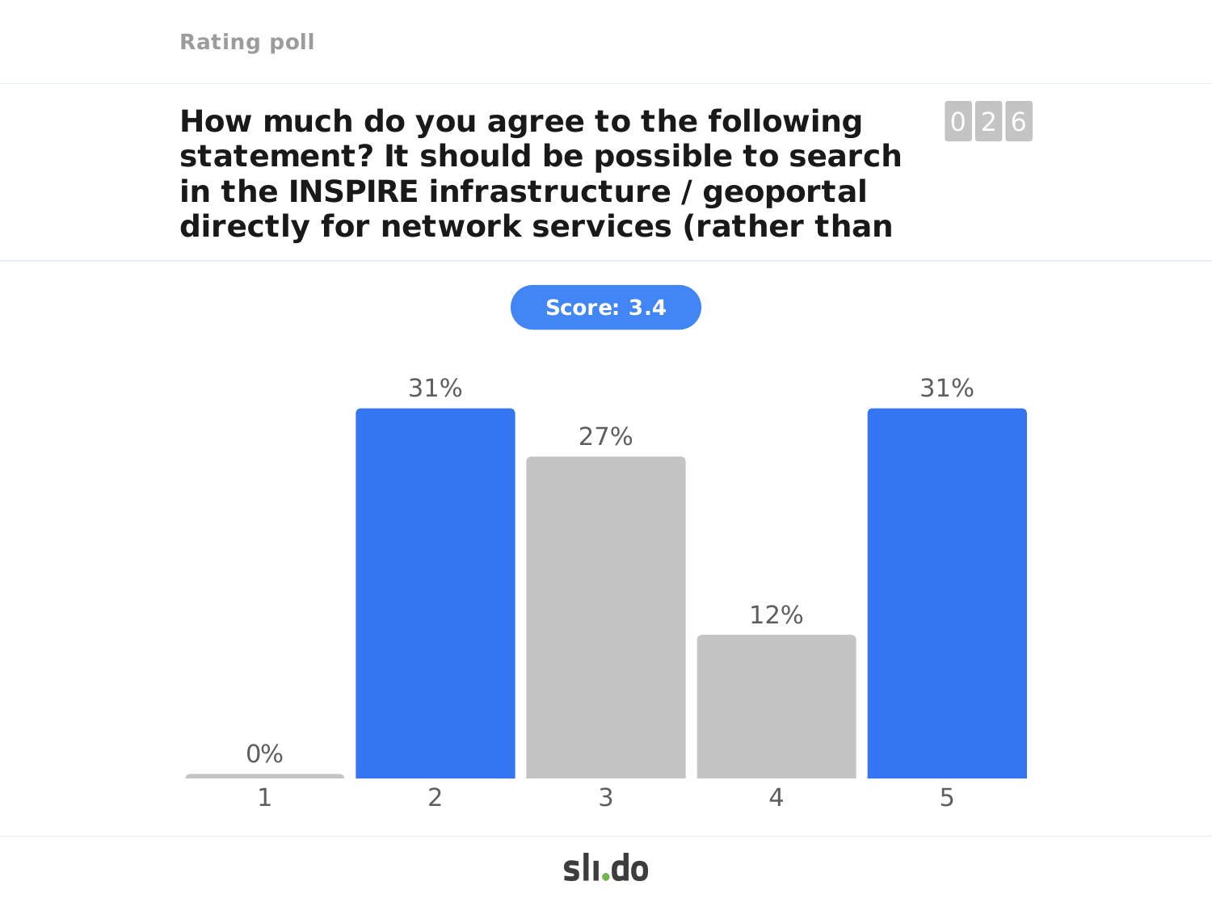Rating poll

## How much do you agree to the following statement? It should be possible to search in the INSPIRE infrastructure / geoportal directly for network services (rather than

026

**Score: 3.4**

| Rating | 1 | 2 | 3 | 4 | 5 |
|---|---|---|---|---|---|
| Percentage | 0% | 31% | 27% | 12% | 31% |

sli.do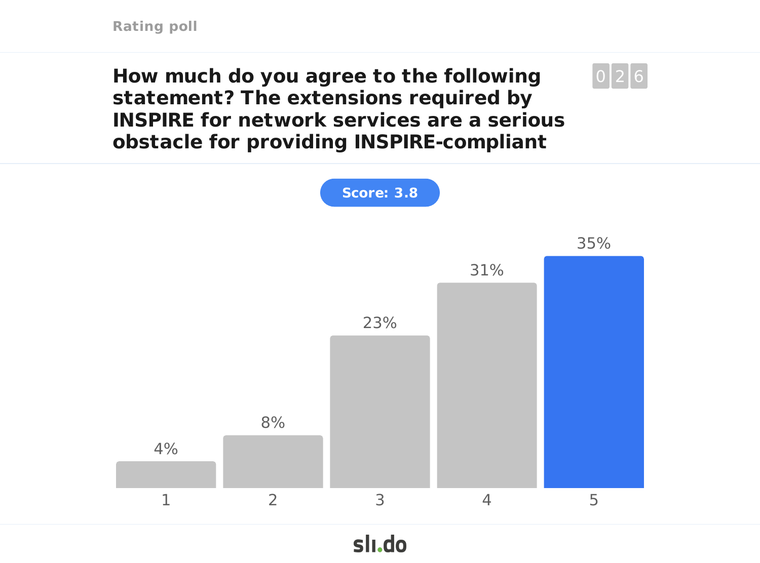Rating poll

## How much do you agree to the following statement? The extensions required by INSPIRE for network services are a serious obstacle for providing INSPIRE-compliant

026

**Score: 3.8**

| Rating | 1 | 2 | 3 | 4 | 5 |
|---|---|---|---|---|---|
| Percentage | 4% | 8% | 23% | 31% | 35% |

slido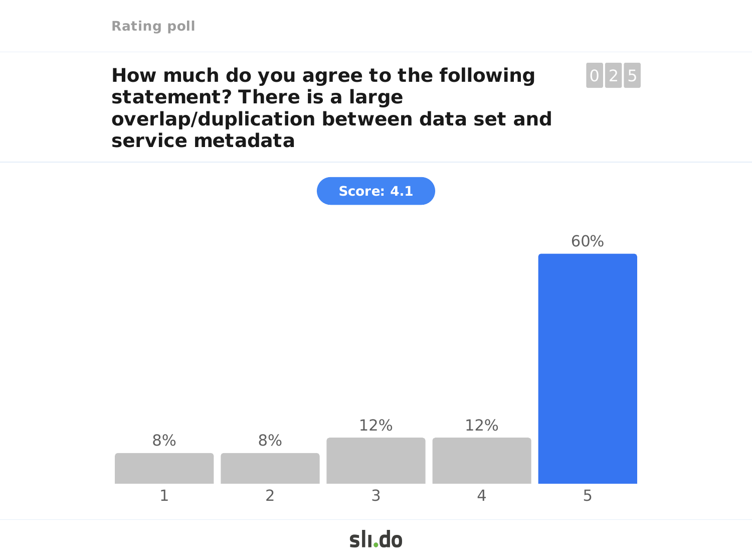Rating poll

## How much do you agree to the following statement? There is a large overlap/duplication between data set and service metadata

025

**Score: 4.1**

| Rating | 1 | 2 | 3 | 4 | 5 |
|---|---|---|---|---|---|
| Percentage | 8% | 8% | 12% | 12% | 60% |

sli.do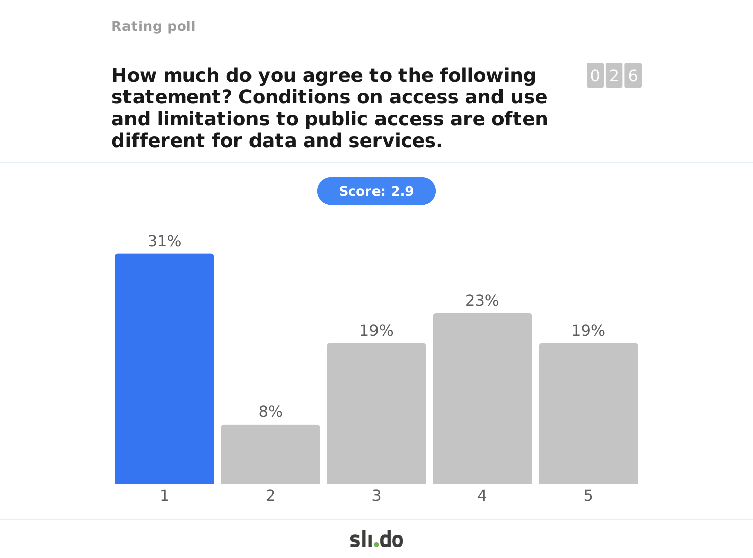Rating poll

## How much do you agree to the following statement? Conditions on access and use and limitations to public access are often different for data and services.

026

**Score: 2.9**

| Rating | Percentage |
|---|---|
| 1 | 31% |
| 2 | 8% |
| 3 | 19% |
| 4 | 23% |
| 5 | 19% |

slido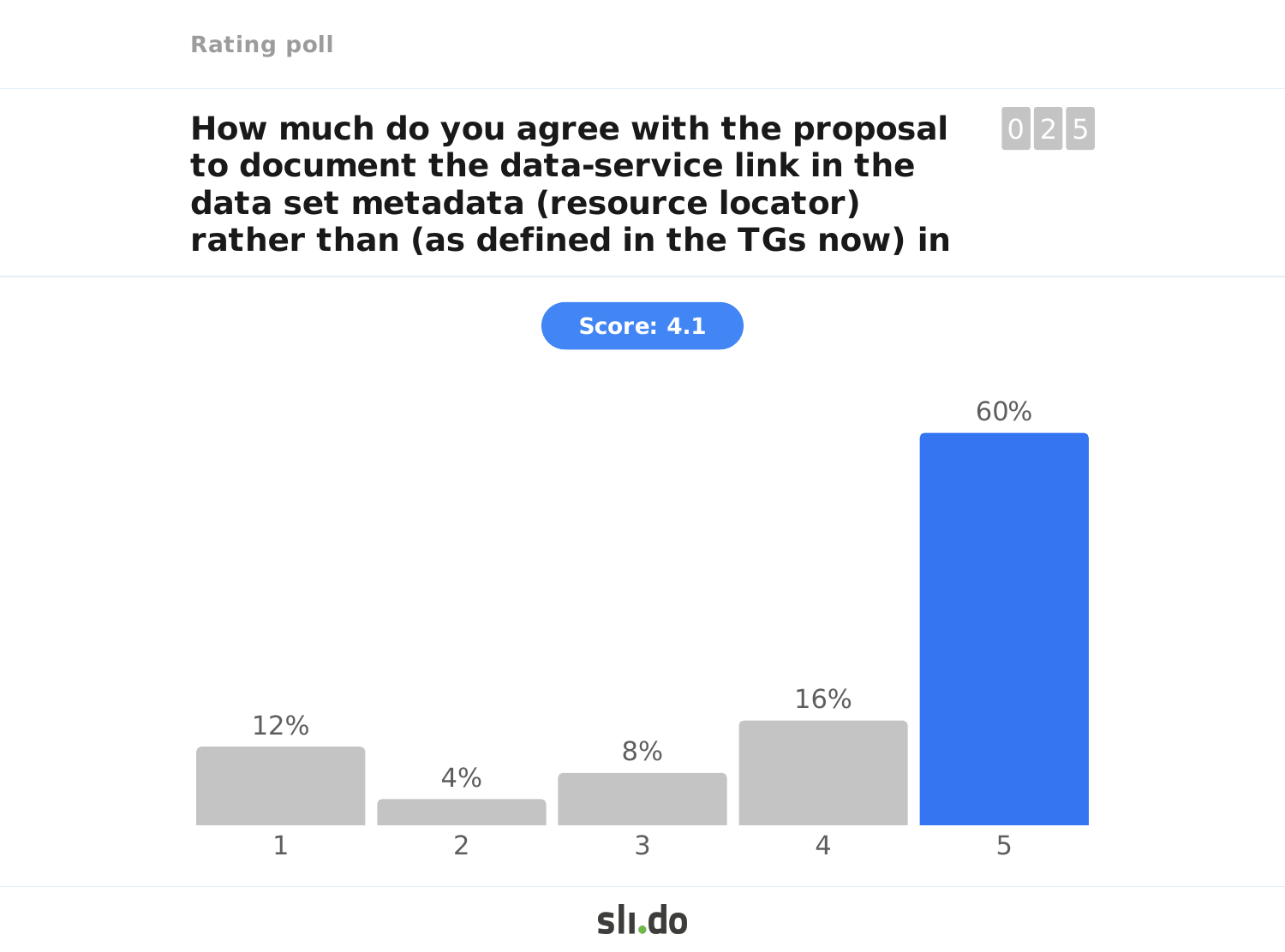Rating poll

## How much do you agree with the proposal to document the data-service link in the data set metadata (resource locator) rather than (as defined in the TGs now) in

0 2 5

**Score: 4.1**

| Rating | 1 | 2 | 3 | 4 | 5 |
| --- | --- | --- | --- | --- | --- |
| Percentage | 12% | 4% | 8% | 16% | 60% |

slido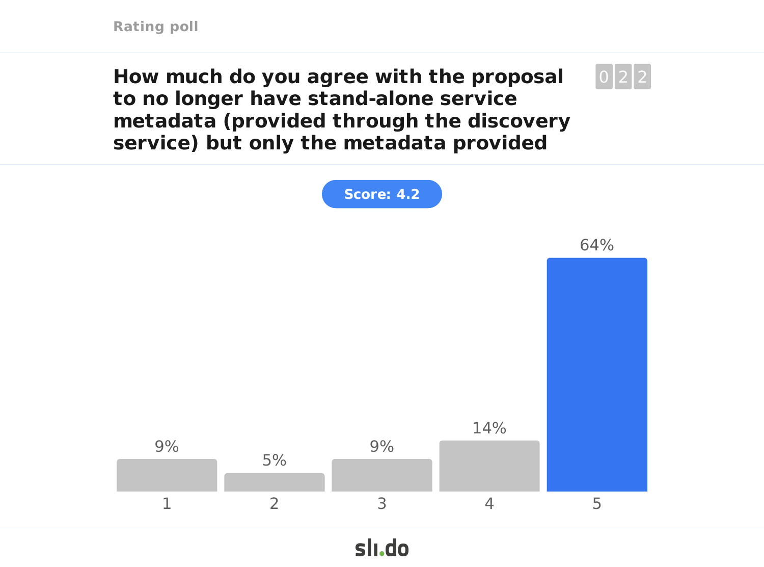Rating poll

## How much do you agree with the proposal to no longer have stand-alone service metadata (provided through the discovery service) but only the metadata provided

022

**Score: 4.2**

| Rating | 1 | 2 | 3 | 4 | 5 |
|---|---|---|---|---|---|
| Share | 9% | 5% | 9% | 14% | 64% |

slido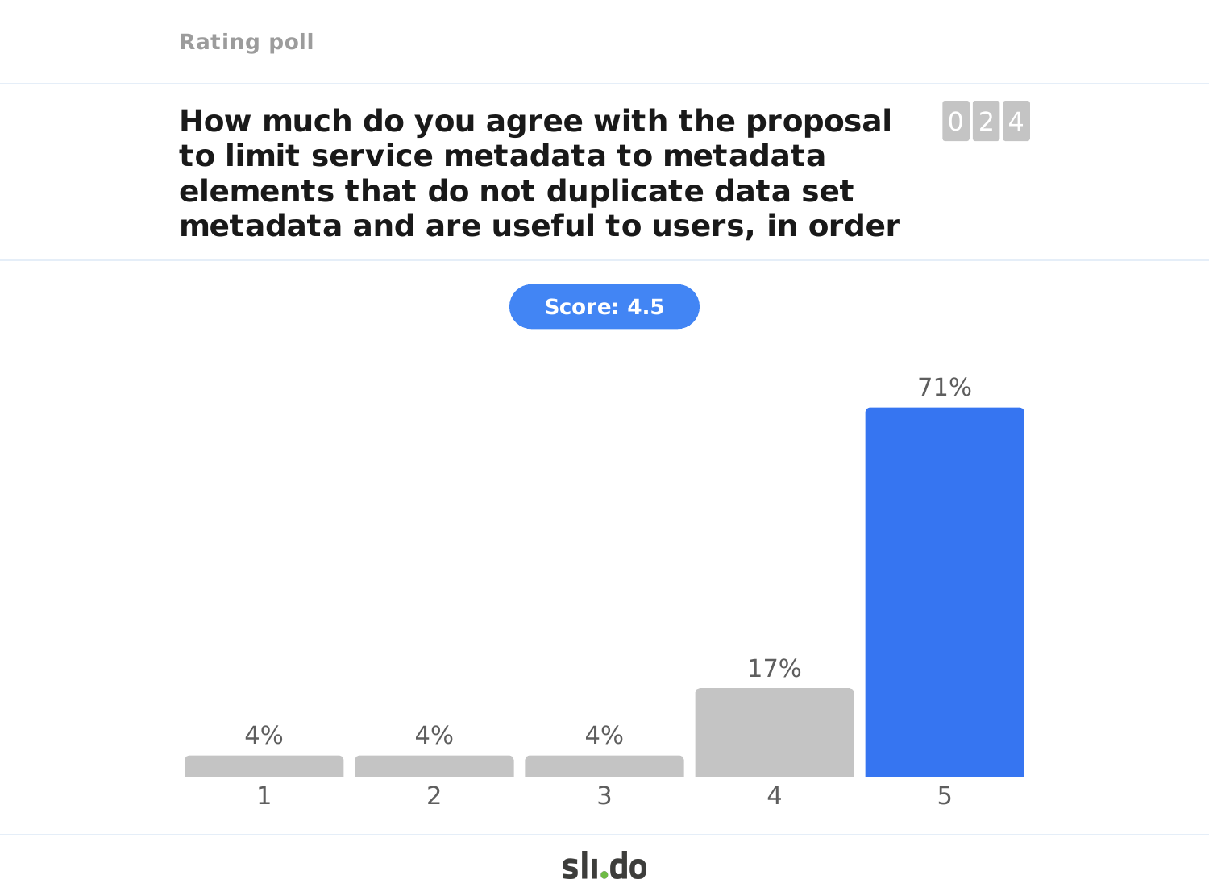Rating poll

## How much do you agree with the proposal to limit service metadata to metadata elements that do not duplicate data set metadata and are useful to users, in order

0 2 4

Score: 4.5

71%

17%

4%

4%

4%

1

2

3

4

5

slido